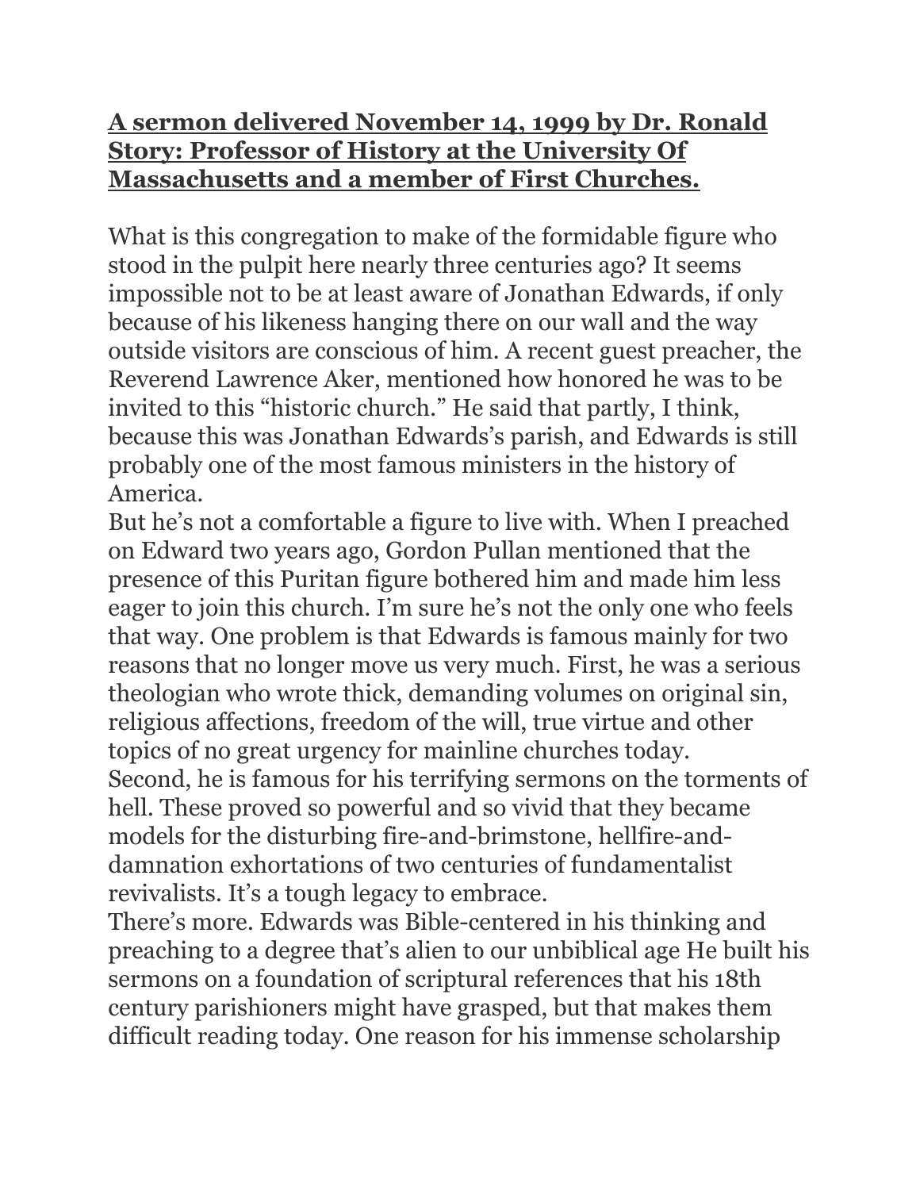**A sermon delivered November 14, 1999 by Dr. Ronald Story: Professor of History at the University Of Massachusetts and a member of First Churches.**

What is this congregation to make of the formidable figure who stood in the pulpit here nearly three centuries ago? It seems impossible not to be at least aware of Jonathan Edwards, if only because of his likeness hanging there on our wall and the way outside visitors are conscious of him. A recent guest preacher, the Reverend Lawrence Aker, mentioned how honored he was to be invited to this "historic church." He said that partly, I think, because this was Jonathan Edwards's parish, and Edwards is still probably one of the most famous ministers in the history of America.

But he's not a comfortable a figure to live with. When I preached on Edward two years ago, Gordon Pullan mentioned that the presence of this Puritan figure bothered him and made him less eager to join this church. I'm sure he's not the only one who feels that way. One problem is that Edwards is famous mainly for two reasons that no longer move us very much. First, he was a serious theologian who wrote thick, demanding volumes on original sin, religious affections, freedom of the will, true virtue and other topics of no great urgency for mainline churches today.

Second, he is famous for his terrifying sermons on the torments of hell. These proved so powerful and so vivid that they became models for the disturbing fire-and-brimstone, hellfire-and-damnation exhortations of two centuries of fundamentalist revivalists. It's a tough legacy to embrace.

There's more. Edwards was Bible-centered in his thinking and preaching to a degree that's alien to our unbiblical age He built his sermons on a foundation of scriptural references that his 18th century parishioners might have grasped, but that makes them difficult reading today. One reason for his immense scholarship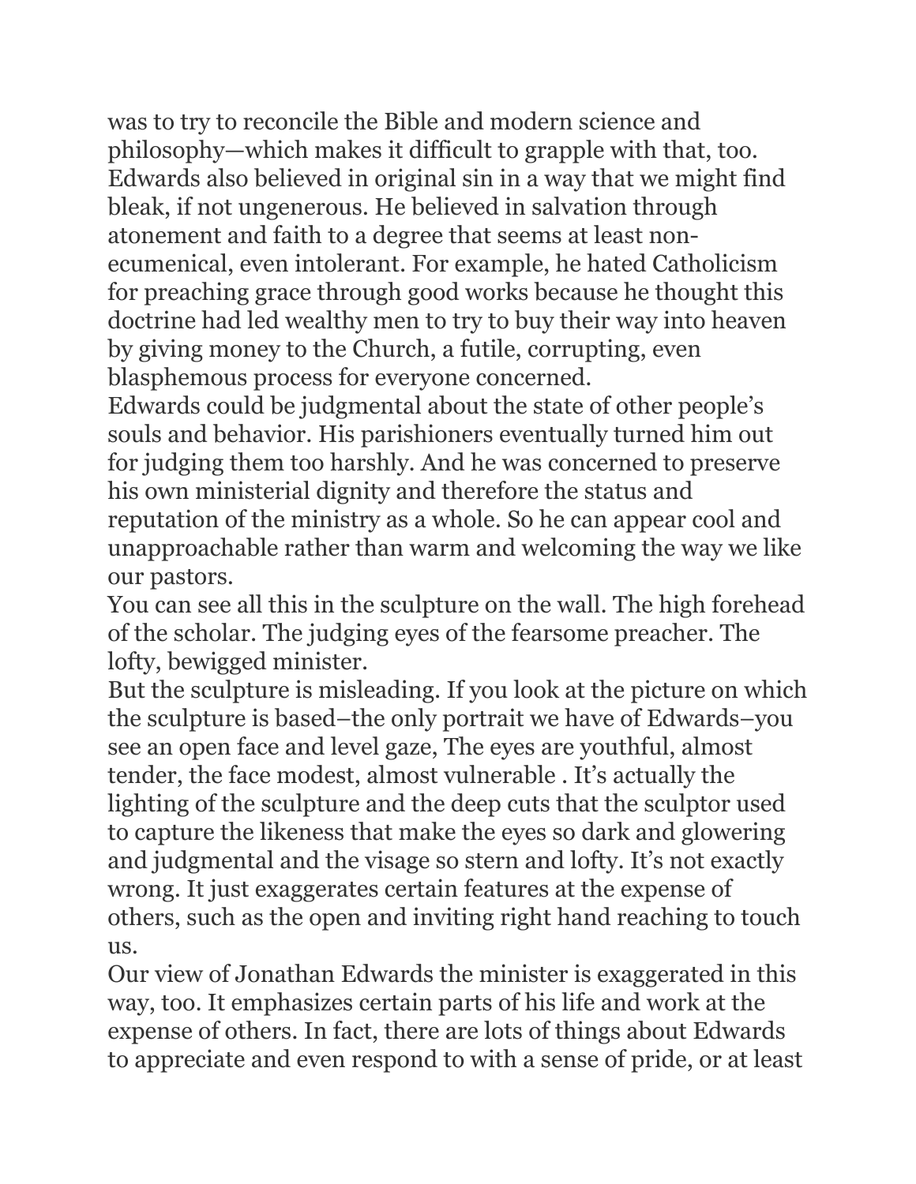was to try to reconcile the Bible and modern science and philosophy—which makes it difficult to grapple with that, too. Edwards also believed in original sin in a way that we might find bleak, if not ungenerous. He believed in salvation through atonement and faith to a degree that seems at least non-ecumenical, even intolerant. For example, he hated Catholicism for preaching grace through good works because he thought this doctrine had led wealthy men to try to buy their way into heaven by giving money to the Church, a futile, corrupting, even blasphemous process for everyone concerned.

Edwards could be judgmental about the state of other people's souls and behavior. His parishioners eventually turned him out for judging them too harshly. And he was concerned to preserve his own ministerial dignity and therefore the status and reputation of the ministry as a whole. So he can appear cool and unapproachable rather than warm and welcoming the way we like our pastors.

You can see all this in the sculpture on the wall. The high forehead of the scholar. The judging eyes of the fearsome preacher. The lofty, bewigged minister.

But the sculpture is misleading. If you look at the picture on which the sculpture is based–the only portrait we have of Edwards–you see an open face and level gaze, The eyes are youthful, almost tender, the face modest, almost vulnerable . It's actually the lighting of the sculpture and the deep cuts that the sculptor used to capture the likeness that make the eyes so dark and glowering and judgmental and the visage so stern and lofty. It's not exactly wrong. It just exaggerates certain features at the expense of others, such as the open and inviting right hand reaching to touch us.

Our view of Jonathan Edwards the minister is exaggerated in this way, too. It emphasizes certain parts of his life and work at the expense of others. In fact, there are lots of things about Edwards to appreciate and even respond to with a sense of pride, or at least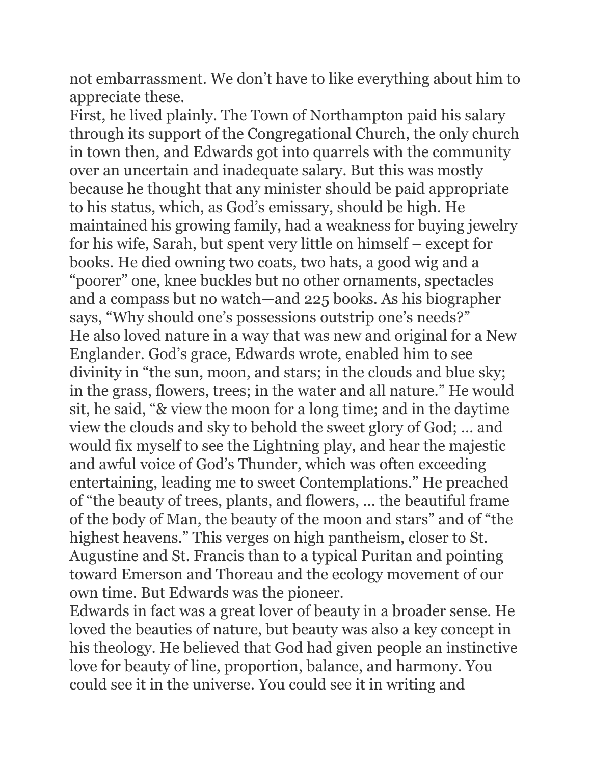not embarrassment. We don't have to like everything about him to appreciate these.

First, he lived plainly. The Town of Northampton paid his salary through its support of the Congregational Church, the only church in town then, and Edwards got into quarrels with the community over an uncertain and inadequate salary. But this was mostly because he thought that any minister should be paid appropriate to his status, which, as God's emissary, should be high. He maintained his growing family, had a weakness for buying jewelry for his wife, Sarah, but spent very little on himself – except for books. He died owning two coats, two hats, a good wig and a "poorer" one, knee buckles but no other ornaments, spectacles and a compass but no watch—and 225 books. As his biographer says, "Why should one's possessions outstrip one's needs?"

He also loved nature in a way that was new and original for a New Englander. God's grace, Edwards wrote, enabled him to see divinity in "the sun, moon, and stars; in the clouds and blue sky; in the grass, flowers, trees; in the water and all nature." He would sit, he said, "& view the moon for a long time; and in the daytime view the clouds and sky to behold the sweet glory of God; … and would fix myself to see the Lightning play, and hear the majestic and awful voice of God's Thunder, which was often exceeding entertaining, leading me to sweet Contemplations." He preached of "the beauty of trees, plants, and flowers, … the beautiful frame of the body of Man, the beauty of the moon and stars" and of "the highest heavens." This verges on high pantheism, closer to St. Augustine and St. Francis than to a typical Puritan and pointing toward Emerson and Thoreau and the ecology movement of our own time. But Edwards was the pioneer.

Edwards in fact was a great lover of beauty in a broader sense. He loved the beauties of nature, but beauty was also a key concept in his theology. He believed that God had given people an instinctive love for beauty of line, proportion, balance, and harmony. You could see it in the universe. You could see it in writing and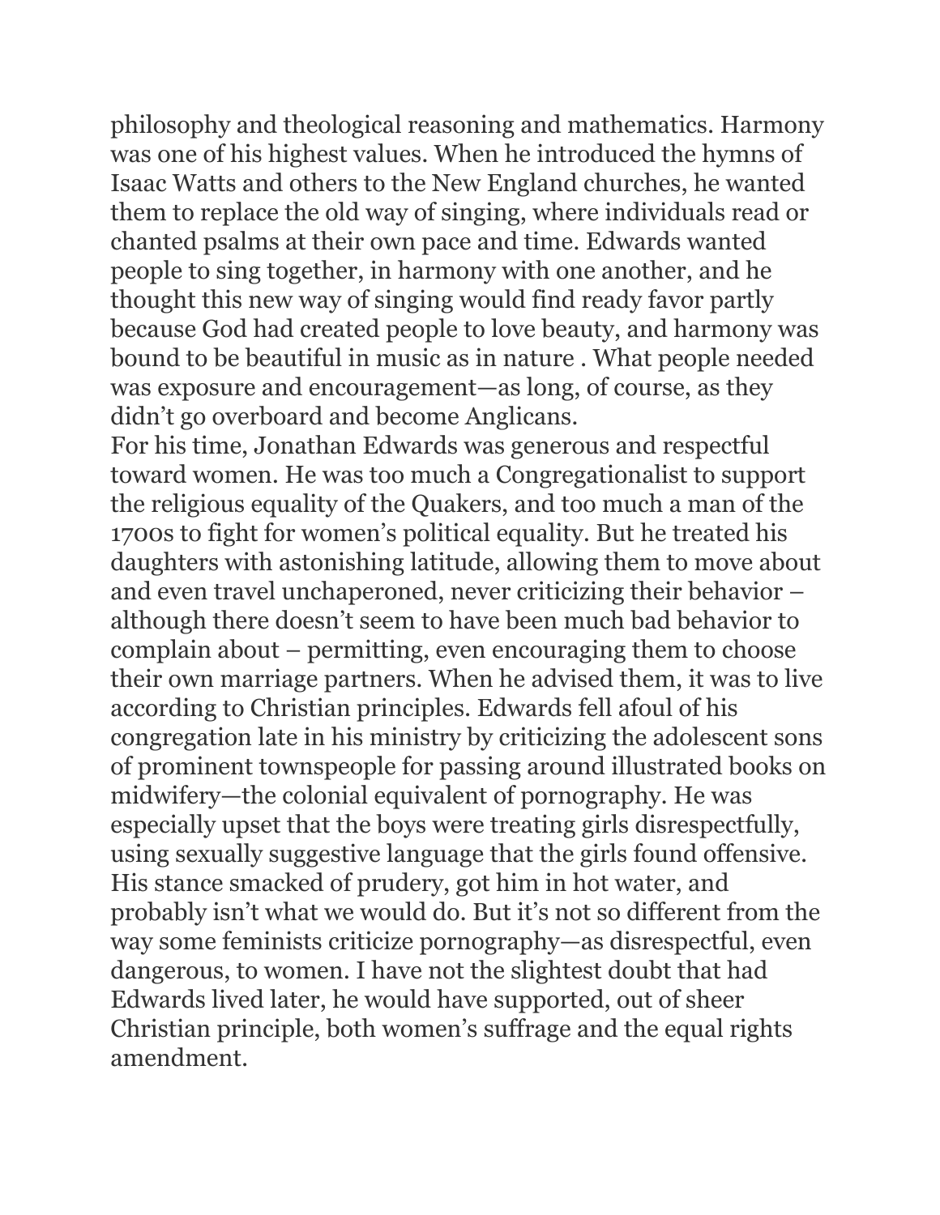philosophy and theological reasoning and mathematics. Harmony was one of his highest values. When he introduced the hymns of Isaac Watts and others to the New England churches, he wanted them to replace the old way of singing, where individuals read or chanted psalms at their own pace and time. Edwards wanted people to sing together, in harmony with one another, and he thought this new way of singing would find ready favor partly because God had created people to love beauty, and harmony was bound to be beautiful in music as in nature . What people needed was exposure and encouragement—as long, of course, as they didn't go overboard and become Anglicans.

For his time, Jonathan Edwards was generous and respectful toward women. He was too much a Congregationalist to support the religious equality of the Quakers, and too much a man of the 1700s to fight for women's political equality. But he treated his daughters with astonishing latitude, allowing them to move about and even travel unchaperoned, never criticizing their behavior – although there doesn't seem to have been much bad behavior to complain about – permitting, even encouraging them to choose their own marriage partners. When he advised them, it was to live according to Christian principles. Edwards fell afoul of his congregation late in his ministry by criticizing the adolescent sons of prominent townspeople for passing around illustrated books on midwifery—the colonial equivalent of pornography. He was especially upset that the boys were treating girls disrespectfully, using sexually suggestive language that the girls found offensive. His stance smacked of prudery, got him in hot water, and probably isn't what we would do. But it's not so different from the way some feminists criticize pornography—as disrespectful, even dangerous, to women. I have not the slightest doubt that had Edwards lived later, he would have supported, out of sheer Christian principle, both women's suffrage and the equal rights amendment.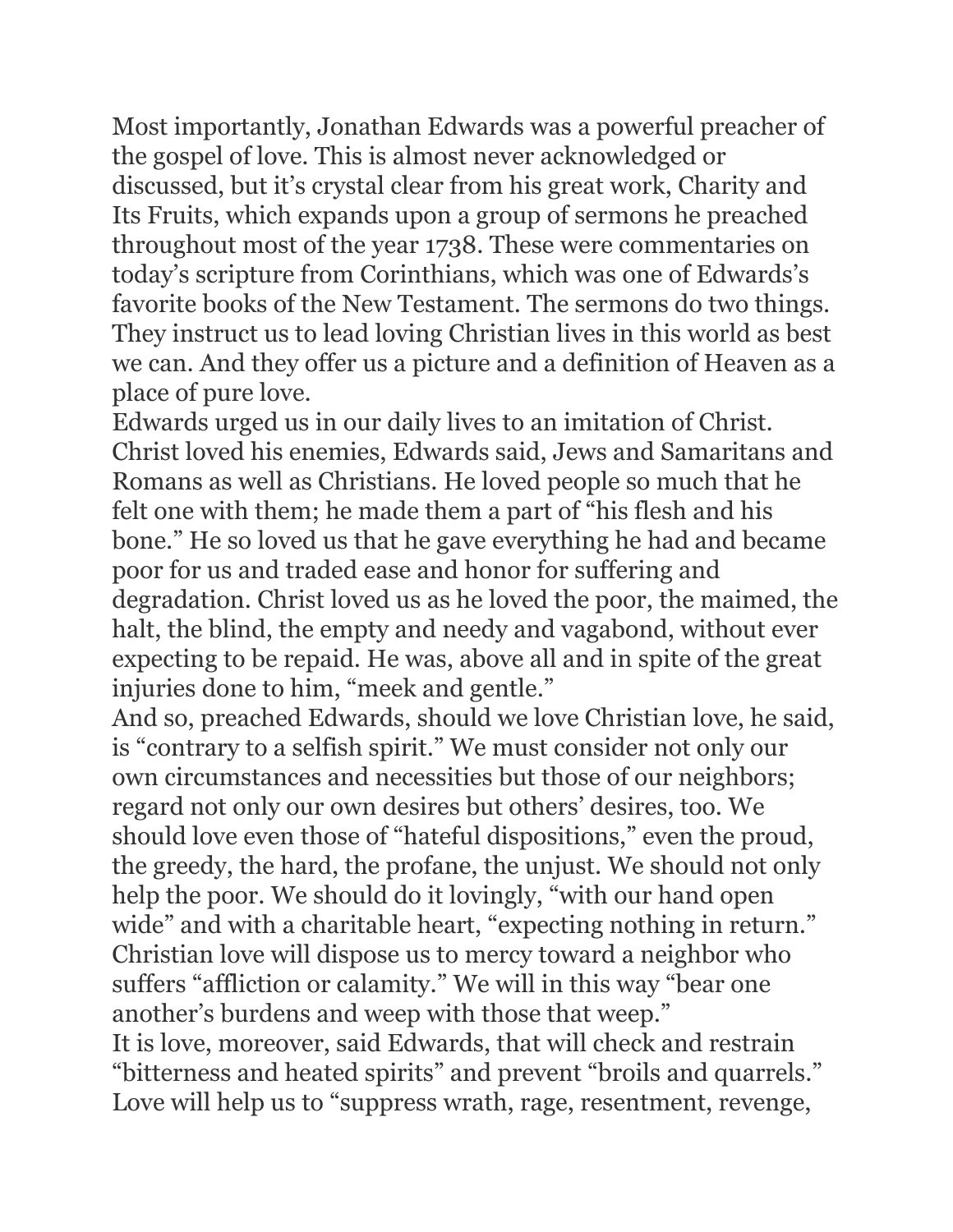Most importantly, Jonathan Edwards was a powerful preacher of the gospel of love. This is almost never acknowledged or discussed, but it's crystal clear from his great work, Charity and Its Fruits, which expands upon a group of sermons he preached throughout most of the year 1738. These were commentaries on today's scripture from Corinthians, which was one of Edwards's favorite books of the New Testament. The sermons do two things. They instruct us to lead loving Christian lives in this world as best we can. And they offer us a picture and a definition of Heaven as a place of pure love.

Edwards urged us in our daily lives to an imitation of Christ. Christ loved his enemies, Edwards said, Jews and Samaritans and Romans as well as Christians. He loved people so much that he felt one with them; he made them a part of "his flesh and his bone." He so loved us that he gave everything he had and became poor for us and traded ease and honor for suffering and degradation. Christ loved us as he loved the poor, the maimed, the halt, the blind, the empty and needy and vagabond, without ever expecting to be repaid. He was, above all and in spite of the great injuries done to him, "meek and gentle."

And so, preached Edwards, should we love Christian love, he said, is "contrary to a selfish spirit." We must consider not only our own circumstances and necessities but those of our neighbors; regard not only our own desires but others' desires, too. We should love even those of "hateful dispositions," even the proud, the greedy, the hard, the profane, the unjust. We should not only help the poor. We should do it lovingly, "with our hand open wide" and with a charitable heart, "expecting nothing in return." Christian love will dispose us to mercy toward a neighbor who suffers "affliction or calamity." We will in this way "bear one another's burdens and weep with those that weep."

It is love, moreover, said Edwards, that will check and restrain "bitterness and heated spirits" and prevent "broils and quarrels." Love will help us to "suppress wrath, rage, resentment, revenge,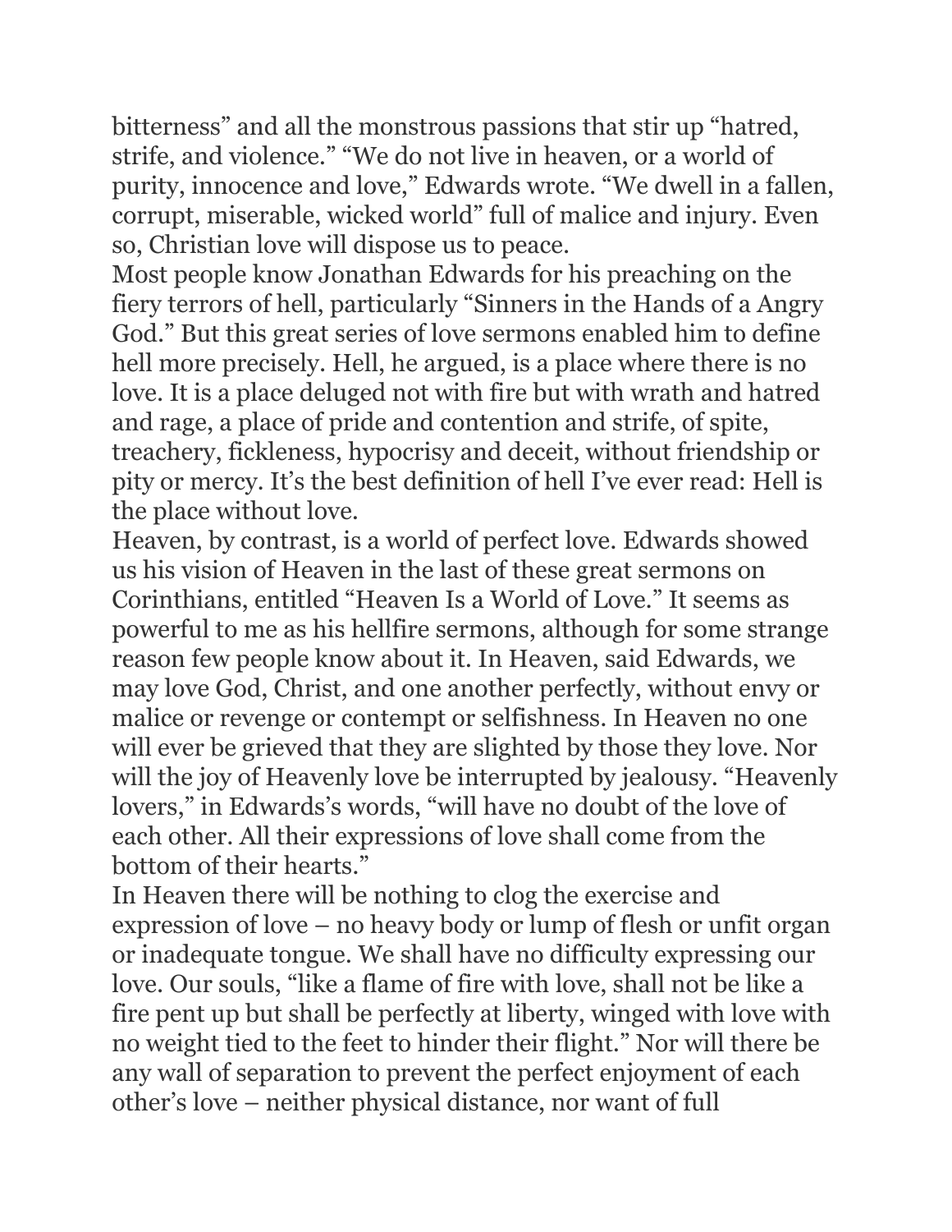bitterness" and all the monstrous passions that stir up "hatred, strife, and violence." "We do not live in heaven, or a world of purity, innocence and love," Edwards wrote. "We dwell in a fallen, corrupt, miserable, wicked world" full of malice and injury. Even so, Christian love will dispose us to peace.

Most people know Jonathan Edwards for his preaching on the fiery terrors of hell, particularly "Sinners in the Hands of a Angry God." But this great series of love sermons enabled him to define hell more precisely. Hell, he argued, is a place where there is no love. It is a place deluged not with fire but with wrath and hatred and rage, a place of pride and contention and strife, of spite, treachery, fickleness, hypocrisy and deceit, without friendship or pity or mercy. It's the best definition of hell I've ever read: Hell is the place without love.

Heaven, by contrast, is a world of perfect love. Edwards showed us his vision of Heaven in the last of these great sermons on Corinthians, entitled "Heaven Is a World of Love." It seems as powerful to me as his hellfire sermons, although for some strange reason few people know about it. In Heaven, said Edwards, we may love God, Christ, and one another perfectly, without envy or malice or revenge or contempt or selfishness. In Heaven no one will ever be grieved that they are slighted by those they love. Nor will the joy of Heavenly love be interrupted by jealousy. "Heavenly lovers," in Edwards's words, "will have no doubt of the love of each other. All their expressions of love shall come from the bottom of their hearts."

In Heaven there will be nothing to clog the exercise and expression of love – no heavy body or lump of flesh or unfit organ or inadequate tongue. We shall have no difficulty expressing our love. Our souls, "like a flame of fire with love, shall not be like a fire pent up but shall be perfectly at liberty, winged with love with no weight tied to the feet to hinder their flight." Nor will there be any wall of separation to prevent the perfect enjoyment of each other's love – neither physical distance, nor want of full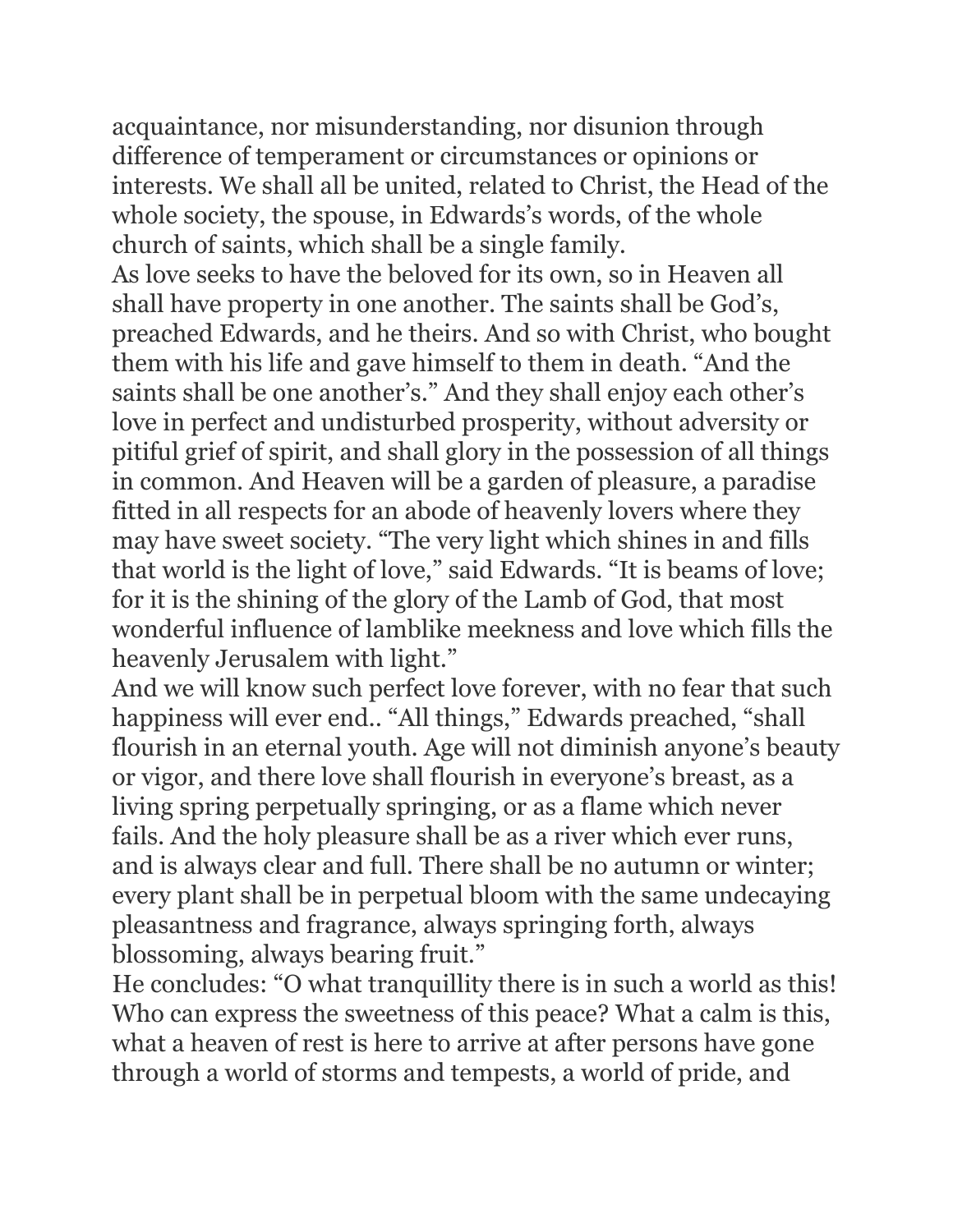acquaintance, nor misunderstanding, nor disunion through difference of temperament or circumstances or opinions or interests. We shall all be united, related to Christ, the Head of the whole society, the spouse, in Edwards's words, of the whole church of saints, which shall be a single family.

As love seeks to have the beloved for its own, so in Heaven all shall have property in one another. The saints shall be God's, preached Edwards, and he theirs. And so with Christ, who bought them with his life and gave himself to them in death. "And the saints shall be one another's." And they shall enjoy each other's love in perfect and undisturbed prosperity, without adversity or pitiful grief of spirit, and shall glory in the possession of all things in common. And Heaven will be a garden of pleasure, a paradise fitted in all respects for an abode of heavenly lovers where they may have sweet society. "The very light which shines in and fills that world is the light of love," said Edwards. "It is beams of love; for it is the shining of the glory of the Lamb of God, that most wonderful influence of lamblike meekness and love which fills the heavenly Jerusalem with light."

And we will know such perfect love forever, with no fear that such happiness will ever end.. "All things," Edwards preached, "shall flourish in an eternal youth. Age will not diminish anyone's beauty or vigor, and there love shall flourish in everyone's breast, as a living spring perpetually springing, or as a flame which never fails. And the holy pleasure shall be as a river which ever runs, and is always clear and full. There shall be no autumn or winter; every plant shall be in perpetual bloom with the same undecaying pleasantness and fragrance, always springing forth, always blossoming, always bearing fruit."

He concludes: "O what tranquillity there is in such a world as this! Who can express the sweetness of this peace? What a calm is this, what a heaven of rest is here to arrive at after persons have gone through a world of storms and tempests, a world of pride, and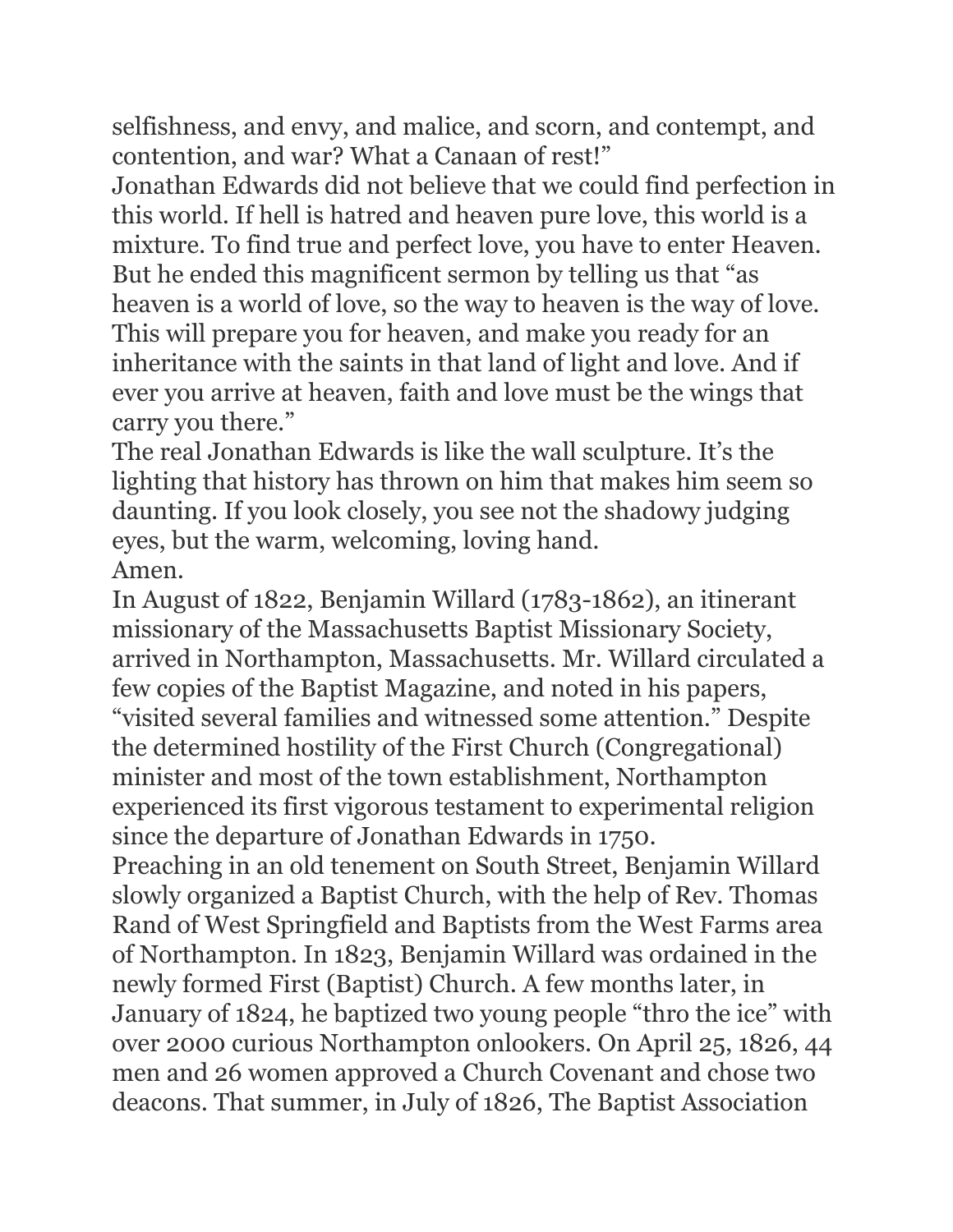selfishness, and envy, and malice, and scorn, and contempt, and contention, and war? What a Canaan of rest!"

Jonathan Edwards did not believe that we could find perfection in this world. If hell is hatred and heaven pure love, this world is a mixture. To find true and perfect love, you have to enter Heaven. But he ended this magnificent sermon by telling us that "as heaven is a world of love, so the way to heaven is the way of love. This will prepare you for heaven, and make you ready for an inheritance with the saints in that land of light and love. And if ever you arrive at heaven, faith and love must be the wings that carry you there."

The real Jonathan Edwards is like the wall sculpture. It's the lighting that history has thrown on him that makes him seem so daunting. If you look closely, you see not the shadowy judging eyes, but the warm, welcoming, loving hand.

Amen.

In August of 1822, Benjamin Willard (1783-1862), an itinerant missionary of the Massachusetts Baptist Missionary Society, arrived in Northampton, Massachusetts. Mr. Willard circulated a few copies of the Baptist Magazine, and noted in his papers, "visited several families and witnessed some attention." Despite the determined hostility of the First Church (Congregational) minister and most of the town establishment, Northampton experienced its first vigorous testament to experimental religion since the departure of Jonathan Edwards in 1750.

Preaching in an old tenement on South Street, Benjamin Willard slowly organized a Baptist Church, with the help of Rev. Thomas Rand of West Springfield and Baptists from the West Farms area of Northampton. In 1823, Benjamin Willard was ordained in the newly formed First (Baptist) Church. A few months later, in January of 1824, he baptized two young people "thro the ice" with over 2000 curious Northampton onlookers. On April 25, 1826, 44 men and 26 women approved a Church Covenant and chose two deacons. That summer, in July of 1826, The Baptist Association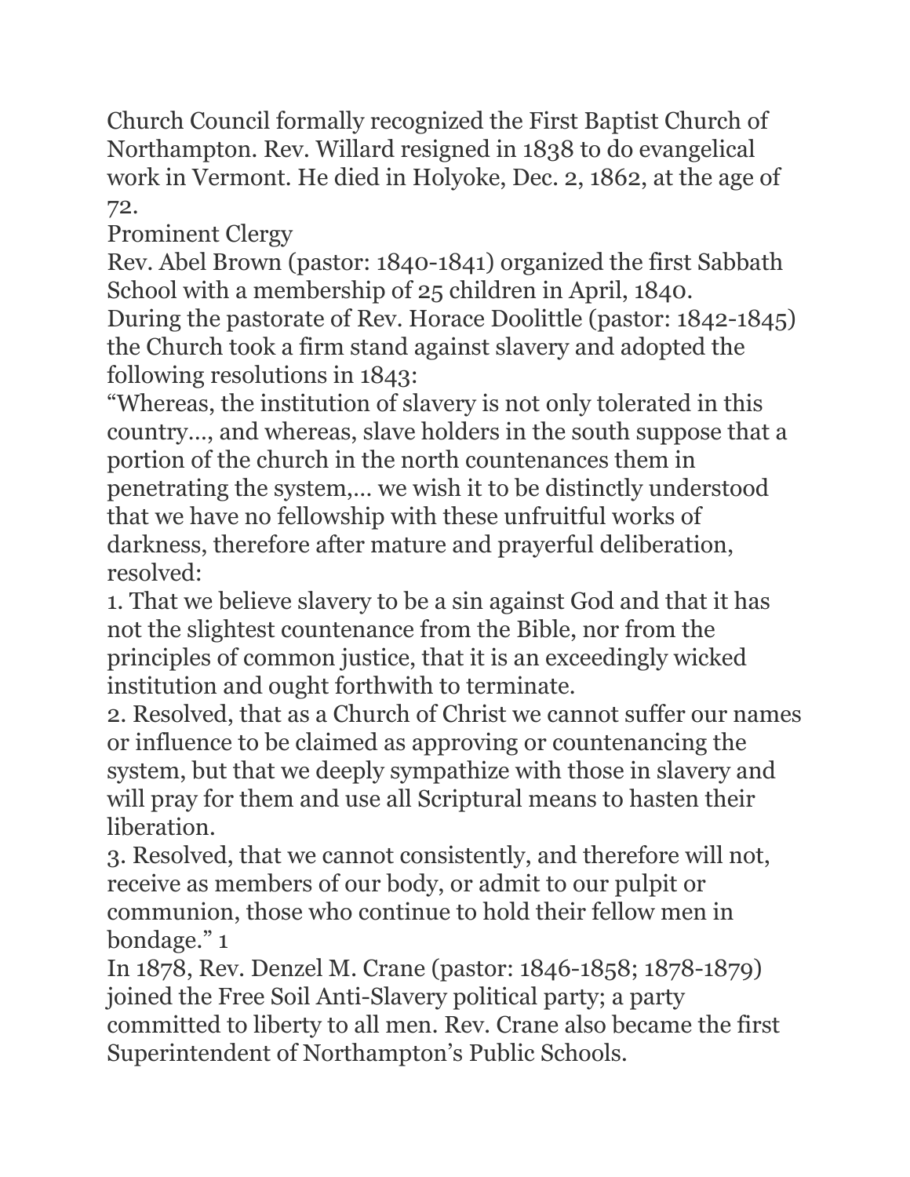Church Council formally recognized the First Baptist Church of Northampton. Rev. Willard resigned in 1838 to do evangelical work in Vermont. He died in Holyoke, Dec. 2, 1862, at the age of 72.

## Prominent Clergy

Rev. Abel Brown (pastor: 1840-1841) organized the first Sabbath School with a membership of 25 children in April, 1840.

During the pastorate of Rev. Horace Doolittle (pastor: 1842-1845) the Church took a firm stand against slavery and adopted the following resolutions in 1843:

"Whereas, the institution of slavery is not only tolerated in this country…, and whereas, slave holders in the south suppose that a portion of the church in the north countenances them in penetrating the system,… we wish it to be distinctly understood that we have no fellowship with these unfruitful works of darkness, therefore after mature and prayerful deliberation, resolved:

1. That we believe slavery to be a sin against God and that it has not the slightest countenance from the Bible, nor from the principles of common justice, that it is an exceedingly wicked institution and ought forthwith to terminate.
2. Resolved, that as a Church of Christ we cannot suffer our names or influence to be claimed as approving or countenancing the system, but that we deeply sympathize with those in slavery and will pray for them and use all Scriptural means to hasten their liberation.
3. Resolved, that we cannot consistently, and therefore will not, receive as members of our body, or admit to our pulpit or communion, those who continue to hold their fellow men in bondage." [1]

In 1878, Rev. Denzel M. Crane (pastor: 1846-1858; 1878-1879) joined the Free Soil Anti-Slavery political party; a party committed to liberty to all men. Rev. Crane also became the first Superintendent of Northampton's Public Schools.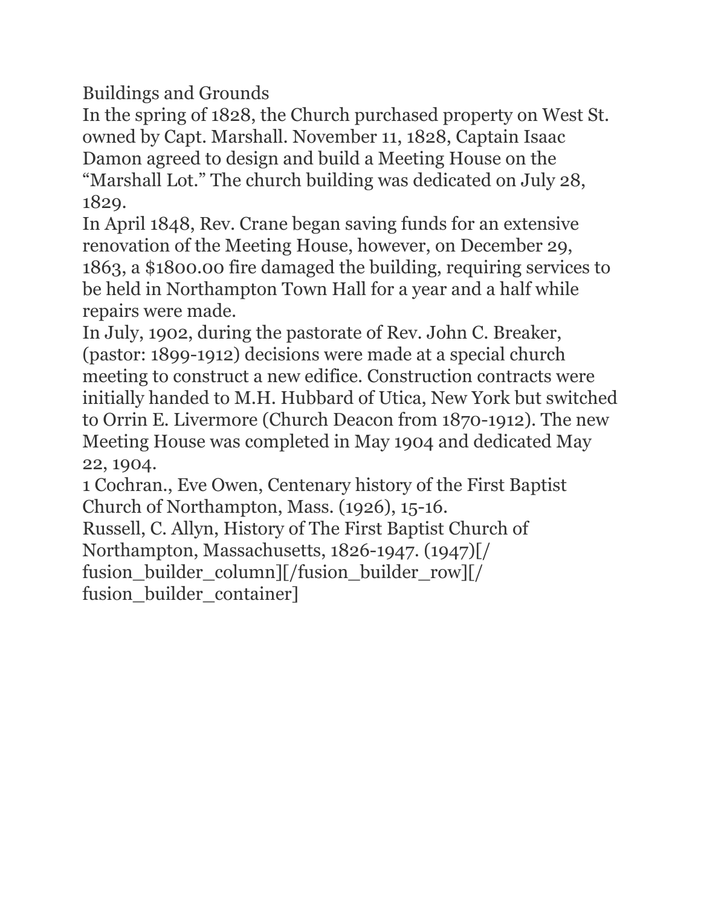## Buildings and Grounds

In the spring of 1828, the Church purchased property on West St. owned by Capt. Marshall. November 11, 1828, Captain Isaac Damon agreed to design and build a Meeting House on the "Marshall Lot." The church building was dedicated on July 28, 1829.

In April 1848, Rev. Crane began saving funds for an extensive renovation of the Meeting House, however, on December 29, 1863, a $1800.00 fire damaged the building, requiring services to be held in Northampton Town Hall for a year and a half while repairs were made.

In July, 1902, during the pastorate of Rev. John C. Breaker, (pastor: 1899-1912) decisions were made at a special church meeting to construct a new edifice. Construction contracts were initially handed to M.H. Hubbard of Utica, New York but switched to Orrin E. Livermore (Church Deacon from 1870-1912). The new Meeting House was completed in May 1904 and dedicated May 22, 1904.

1 Cochran., Eve Owen, Centenary history of the First Baptist Church of Northampton, Mass. (1926), 15-16.

Russell, C. Allyn, History of The First Baptist Church of Northampton, Massachusetts, 1826-1947. (1947)[/fusion_builder_column][/fusion_builder_row][/fusion_builder_container]